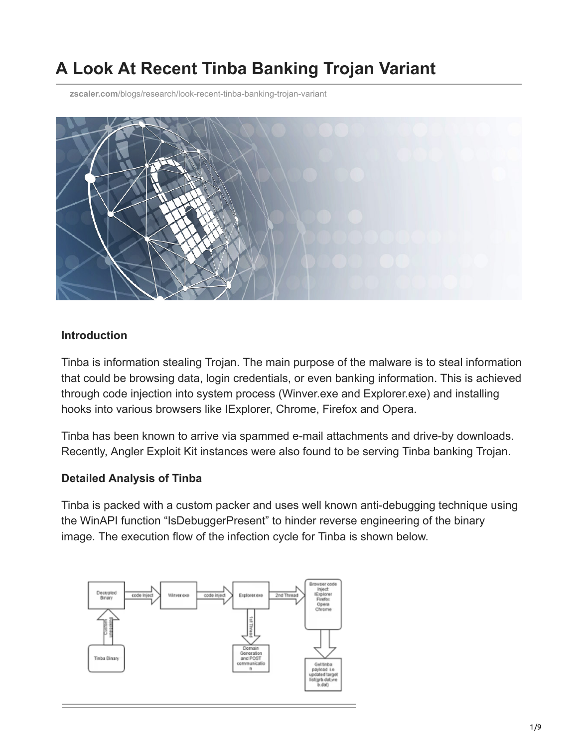# A Look At Recent Tinba Banking Trojan Variant

zscaler.com/blogs/research/look-recent-tinba-banking-trojan-variant

### Introduction

Tinba is information stealing Trojan. The main purpose of the malware is to steal information that could be browsing data, login credentials, or even banking information. This is achieved through code injection into system process (Winver.exe and Explorer.exe) and installing hooks into various browsers like IExplorer, Chrome, Firefox and Opera.

Tinba has been known to arrive via spammed e-mail attachments and drive-by downloads. Recently, Angler Exploit Kit instances were also found to be serving Tinba banking Trojan.

### Detailed Analysis of Tinba

Tinba is packed with a custom packer and uses well known anti-debugging technique using the WinAPI function "IsDebuggerPresent" to hinder reverse engineering of the binary image. The execution flow of the infection cycle for Tinba is shown below.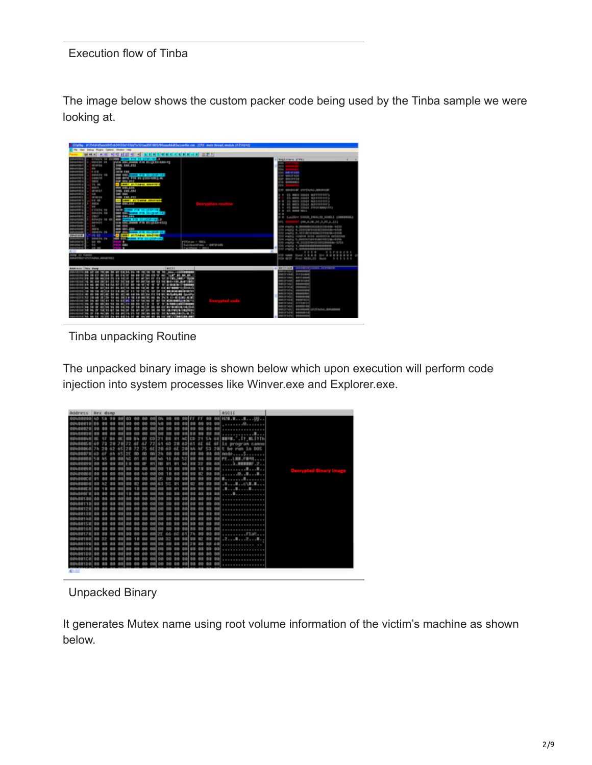Execution flow of Tinba

The image below shows the custom packer code being used by the Tinba sample we were looking at.

Tinba unpacking Routine

The unpacked binary image is shown below which upon execution will perform code injection into system processes like Winver.exe and Explorer.exe.

Unpacked Binary

It generates Mutex name using root volume information of the victim's machine as shown below.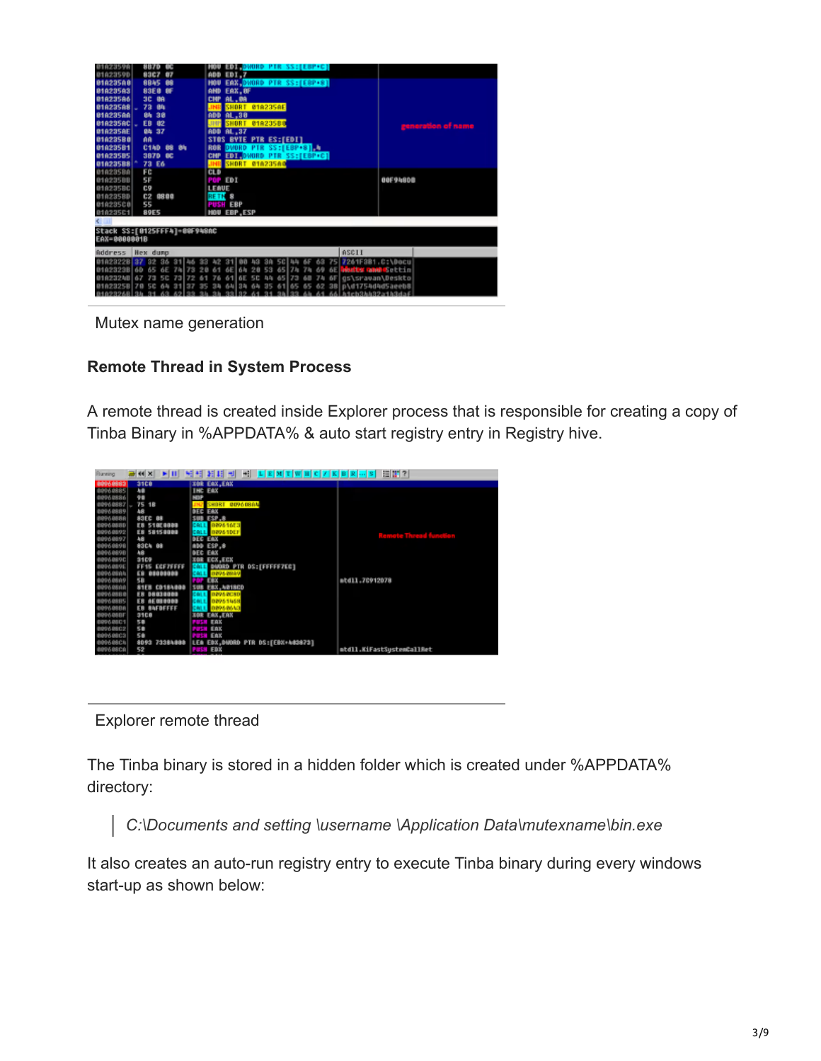Mutex name generation

**Remote Thread in System Process**

A remote thread is created inside Explorer process that is responsible for creating a copy of Tinba Binary in %APPDATA% & auto start registry entry in Registry hive.

Explorer remote thread

The Tinba binary is stored in a hidden folder which is created under %APPDATA% directory:

> *C:\Documents and setting \username \Application Data\mutexname\bin.exe*

It also creates an auto-run registry entry to execute Tinba binary during every windows start-up as shown below: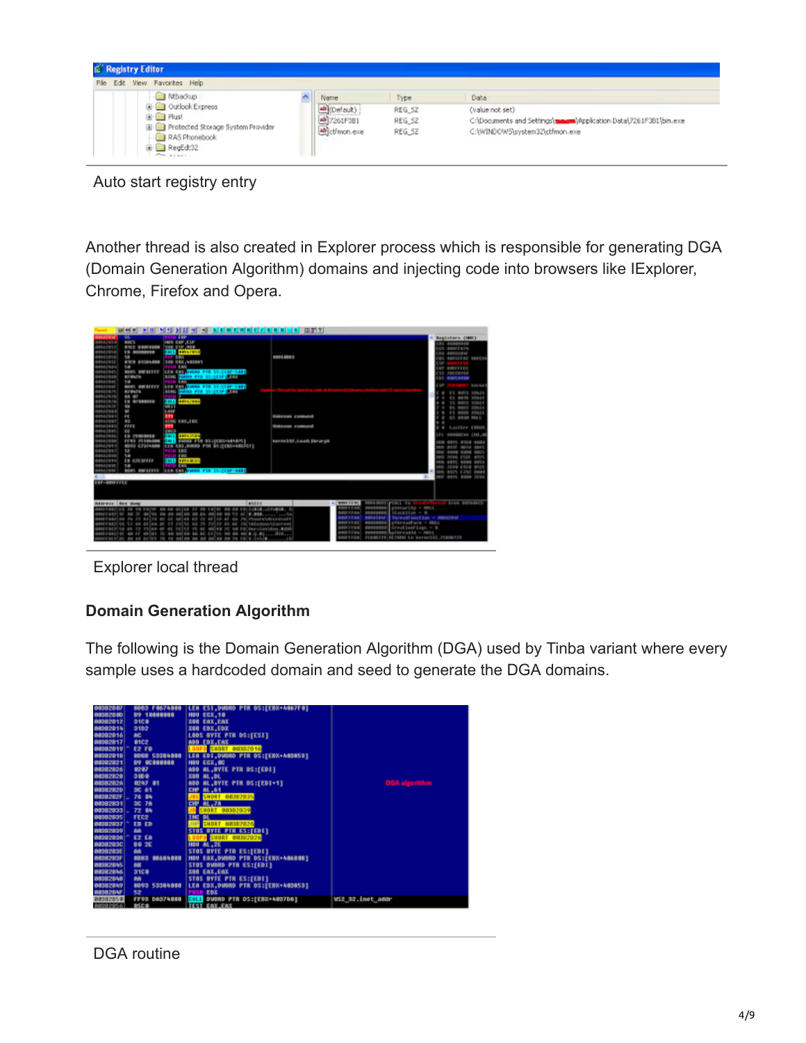Auto start registry entry

Another thread is also created in Explorer process which is responsible for generating DGA (Domain Generation Algorithm) domains and injecting code into browsers like IExplorer, Chrome, Firefox and Opera.

Explorer local thread

### Domain Generation Algorithm

The following is the Domain Generation Algorithm (DGA) used by Tinba variant where every sample uses a hardcoded domain and seed to generate the DGA domains.

DGA routine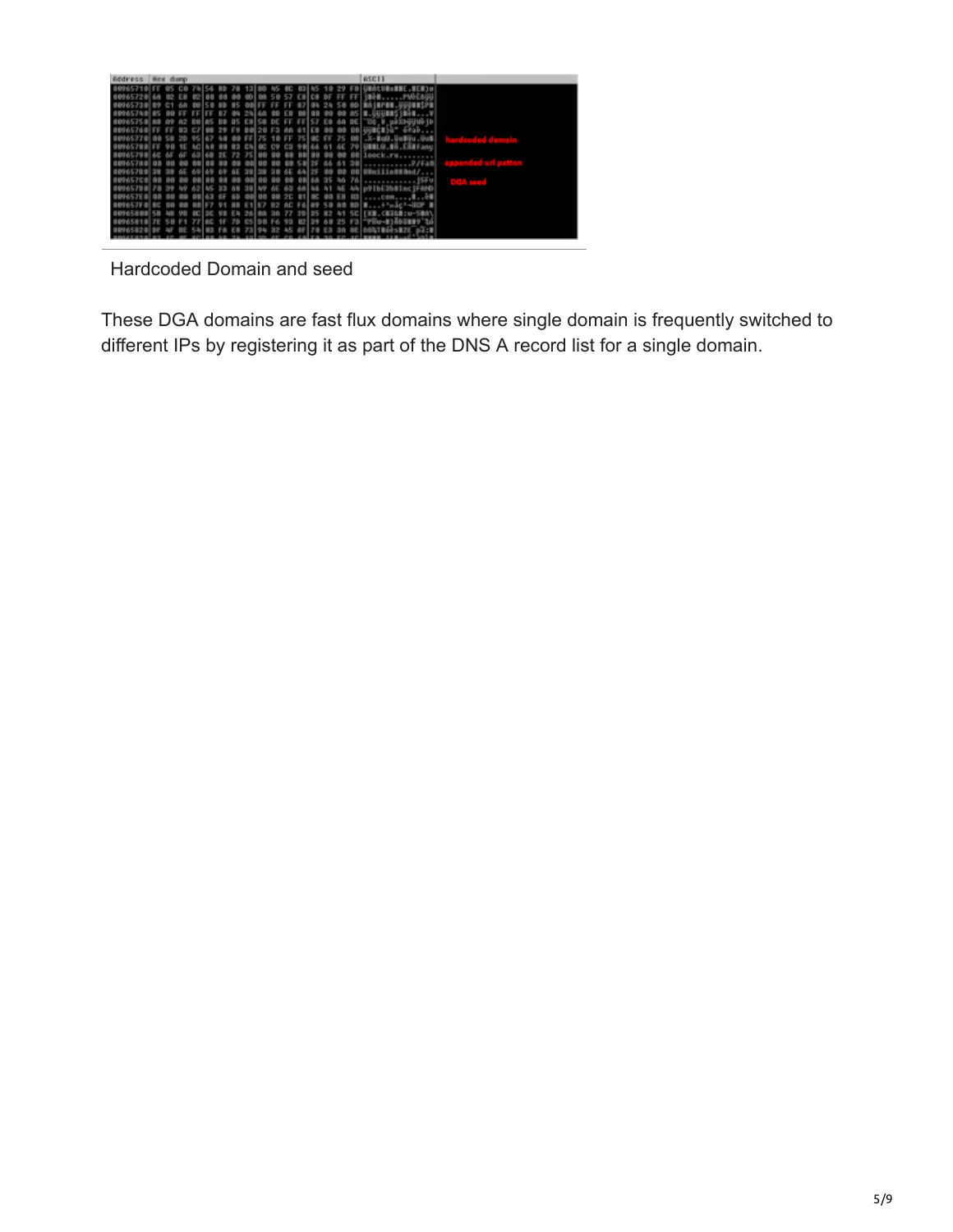Hardcoded Domain and seed

These DGA domains are fast flux domains where single domain is frequently switched to different IPs by registering it as part of the DNS A record list for a single domain.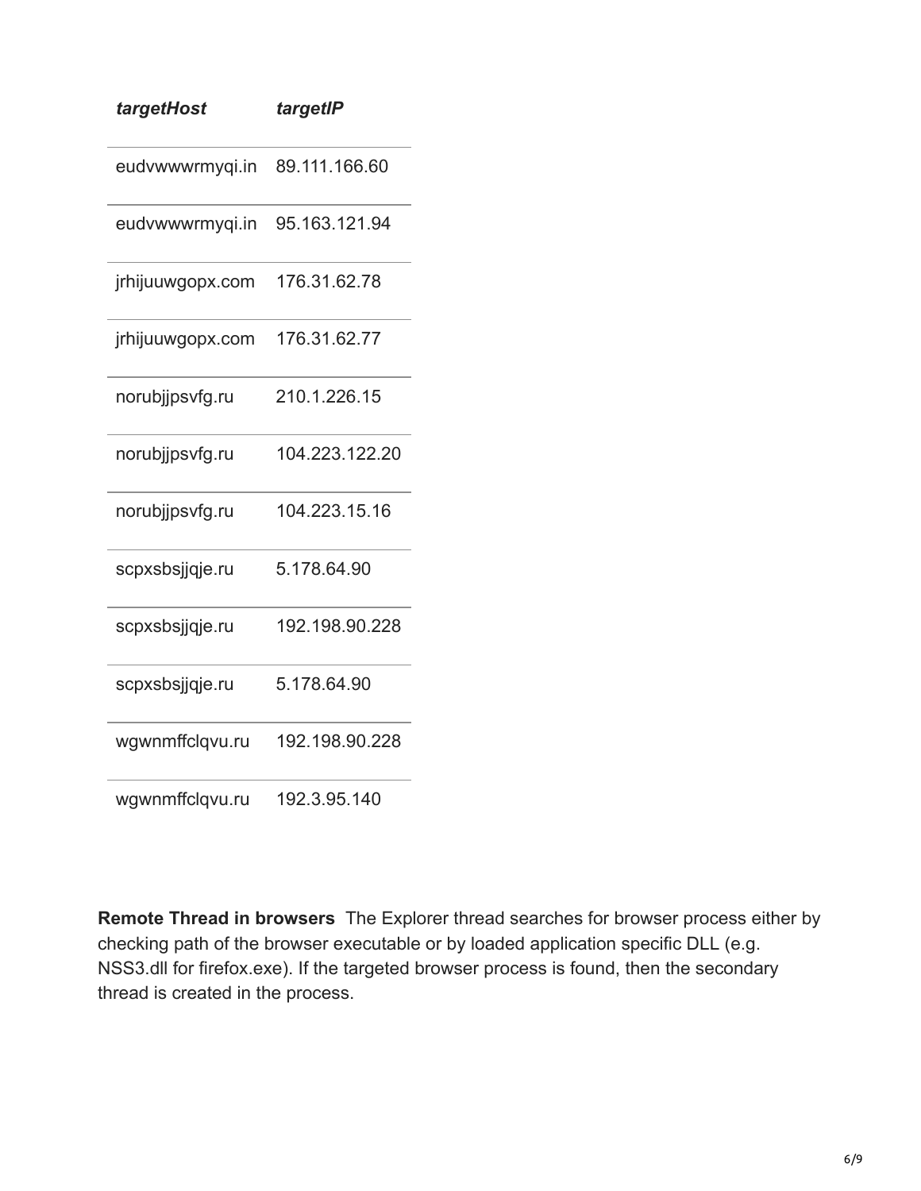| *targetHost* | *targetIP* |
|---|---|
| eudvwwwrmyqi.in | 89.111.166.60 |
| eudvwwwrmyqi.in | 95.163.121.94 |
| jrhijuuwgopx.com | 176.31.62.78 |
| jrhijuuwgopx.com | 176.31.62.77 |
| norubjjpsvfg.ru | 210.1.226.15 |
| norubjjpsvfg.ru | 104.223.122.20 |
| norubjjpsvfg.ru | 104.223.15.16 |
| scpxsbsjjqje.ru | 5.178.64.90 |
| scpxsbsjjqje.ru | 192.198.90.228 |
| scpxsbsjjqje.ru | 5.178.64.90 |
| wgwnmffclqvu.ru | 192.198.90.228 |
| wgwnmffclqvu.ru | 192.3.95.140 |

**Remote Thread in browsers** The Explorer thread searches for browser process either by checking path of the browser executable or by loaded application specific DLL (e.g. NSS3.dll for firefox.exe). If the targeted browser process is found, then the secondary thread is created in the process.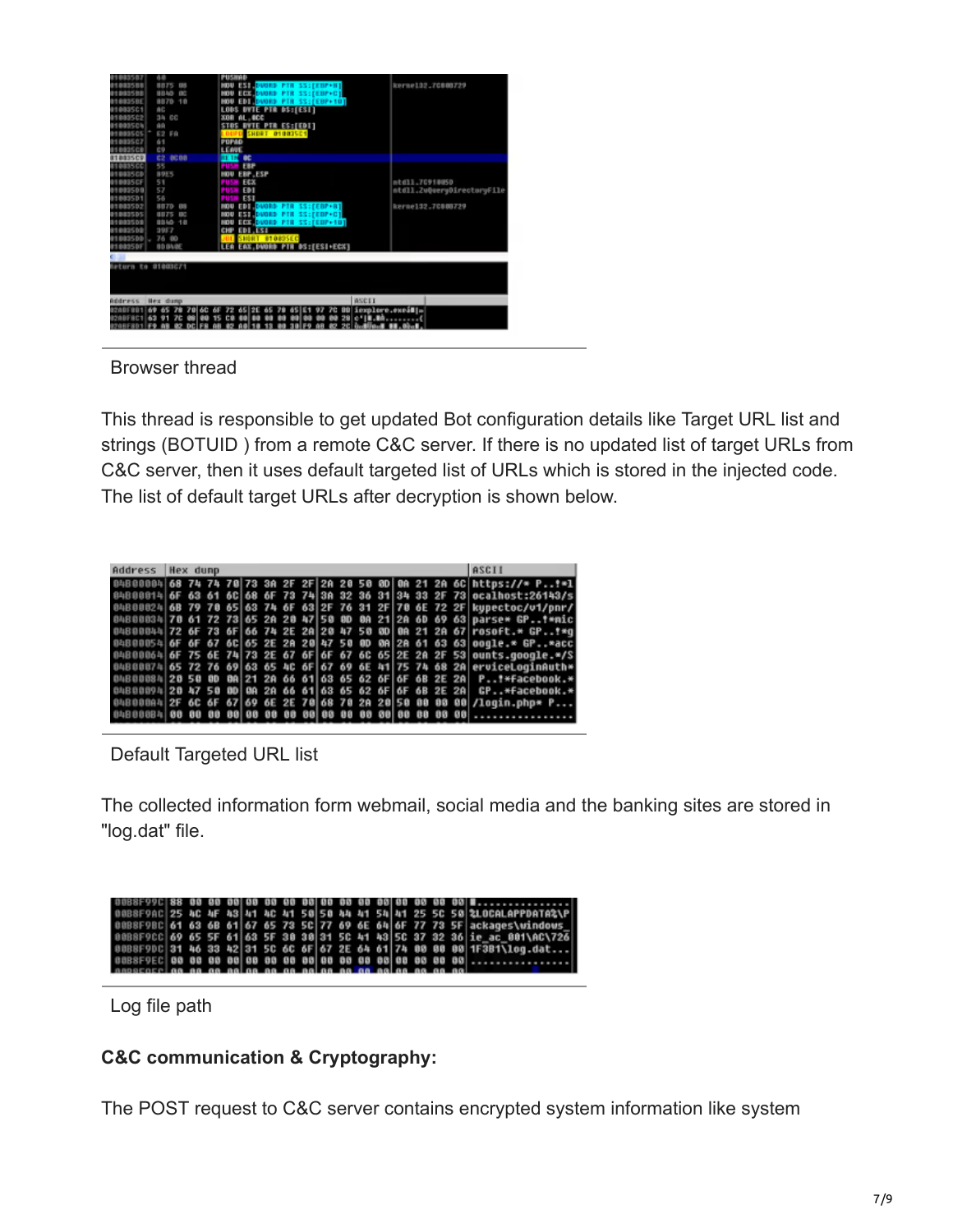Browser thread

This thread is responsible to get updated Bot configuration details like Target URL list and strings (BOTUID ) from a remote C&C server. If there is no updated list of target URLs from C&C server, then it uses default targeted list of URLs which is stored in the injected code. The list of default target URLs after decryption is shown below.

Default Targeted URL list

The collected information form webmail, social media and the banking sites are stored in "log.dat" file.

Log file path

**C&C communication & Cryptography:**

The POST request to C&C server contains encrypted system information like system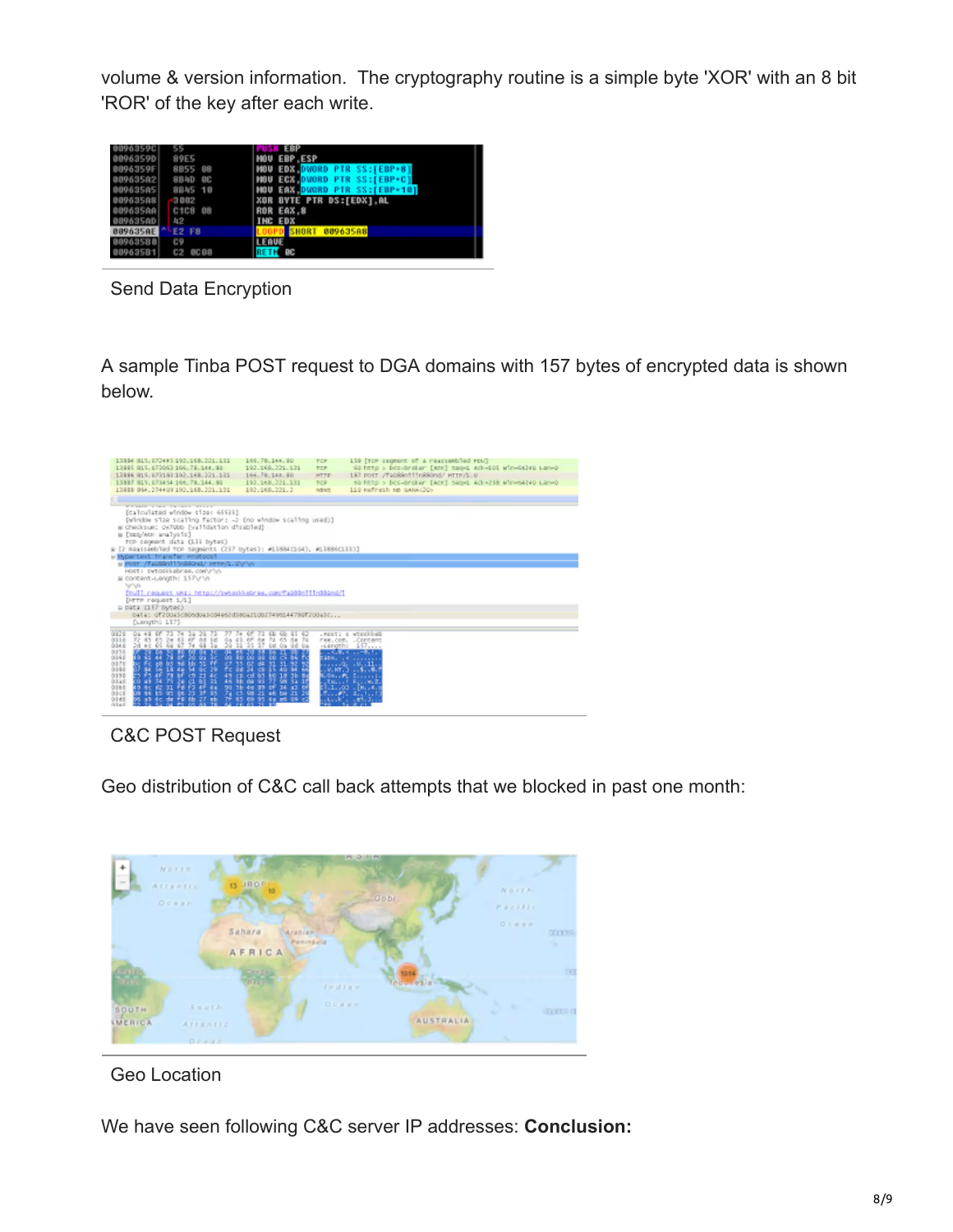volume & version information. The cryptography routine is a simple byte 'XOR' with an 8 bit 'ROR' of the key after each write.

Send Data Encryption

A sample Tinba POST request to DGA domains with 157 bytes of encrypted data is shown below.

C&C POST Request

Geo distribution of C&C call back attempts that we blocked in past one month:

Geo Location

We have seen following C&C server IP addresses: **Conclusion:**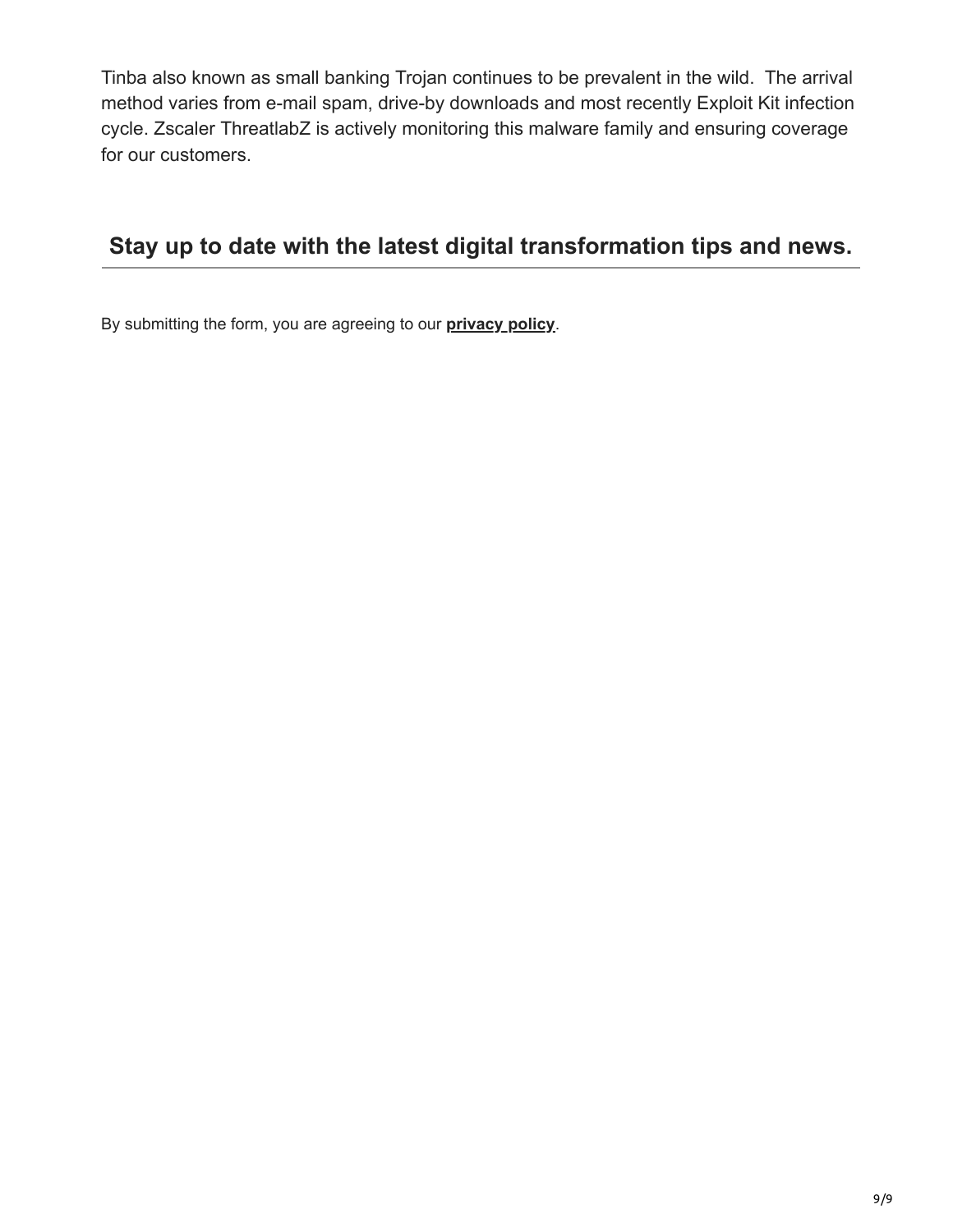Tinba also known as small banking Trojan continues to be prevalent in the wild. The arrival method varies from e-mail spam, drive-by downloads and most recently Exploit Kit infection cycle. Zscaler ThreatlabZ is actively monitoring this malware family and ensuring coverage for our customers.

## Stay up to date with the latest digital transformation tips and news.

By submitting the form, you are agreeing to our **privacy policy**.